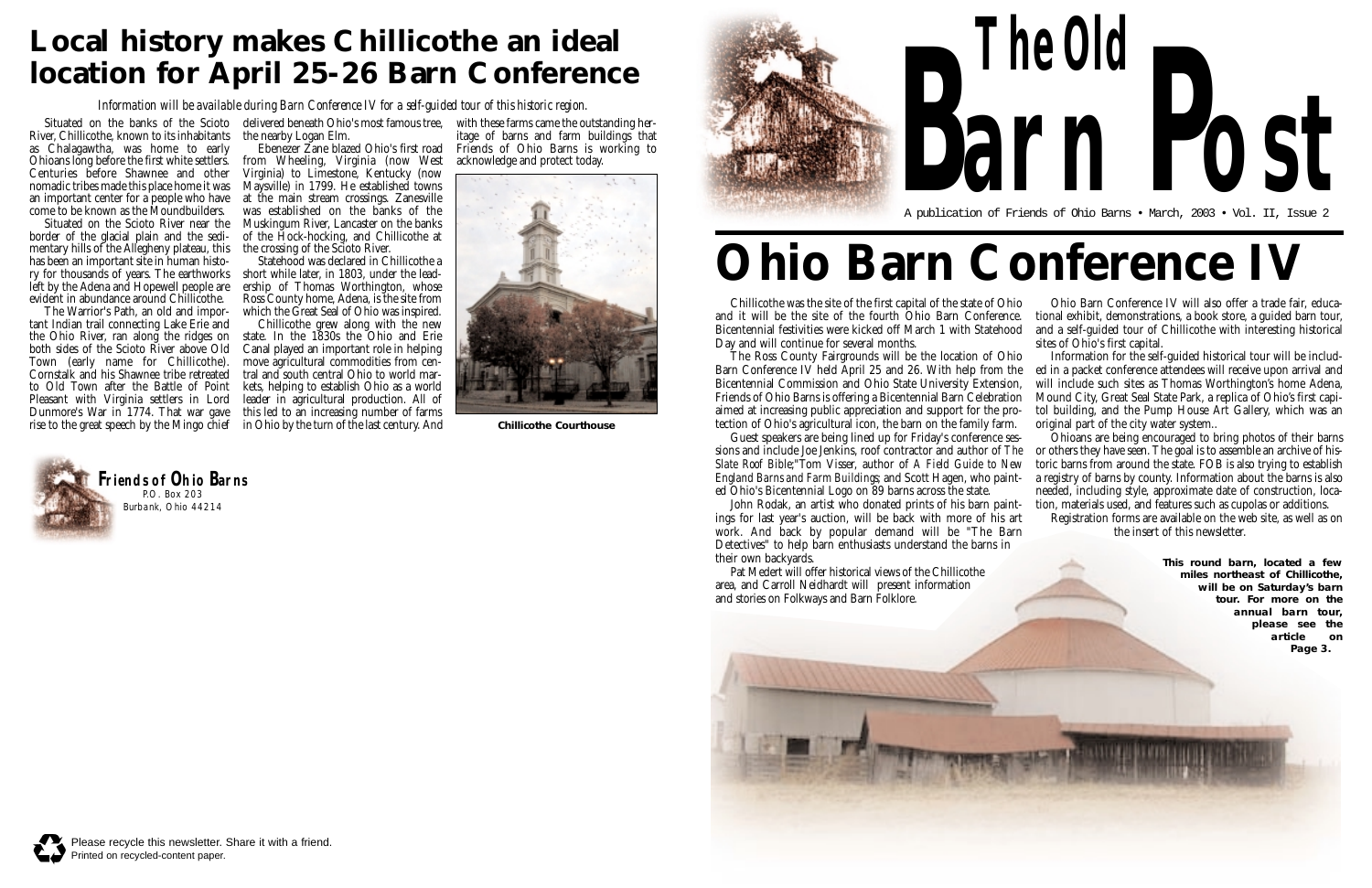# Local history makes Chillicothe an ideal location for April 25-26 Barn Conference

*Information will be available during Barn Conference IV for a self-guided tour of this historic region.*

Situated on the banks of the Scioto River, Chillicothe, known to its inhabitants as Chalagawtha, was home to early Ohioans long before the first white settlers. Centuries before Shawnee and other nomadic tribes made this place home it was an important center for a people who have come to be known as the Moundbuilders.

Situated on the Scioto River near the border of the glacial plain and the sedimentary hills of the Allegheny plateau, this has been an important site in human history for thousands of years. The earthworks left by the Adena and Hopewell people are evident in abundance around Chillicothe.

The Warrior's Path, an old and important Indian trail connecting Lake Erie and the Ohio River, ran along the ridges on both sides of the Scioto River above Old Town (early name for Chillicothe). Cornstalk and his Shawnee tribe retreated to Old Town after the Battle of Point Pleasant with Virginia settlers in Lord Dunmore's War in 1774. That war gave rise to the great speech by the Mingo chief delivered beneath Ohio's most famous tree, the nearby Logan Elm.

Ebenezer Zane blazed Ohio's first road from Wheeling, Virginia (now West Virginia) to Limestone, Kentucky (now Maysville) in 1799. He established towns at the main stream crossings. Zanesville was established on the banks of the Muskingum River, Lancaster on the banks of the Hock-hocking, and Chillicothe at the crossing of the Scioto River.

Statehood was declared in Chillicothe a short while later, in 1803, under the leadership of Thomas Worthington, whose Ross County home, Adena, is the site from which the Great Seal of Ohio was inspired.

Chillicothe grew along with the new state. In the 1830s the Ohio and Erie Canal played an important role in helping move agricultural commodities from central and south central Ohio to world markets, helping to establish Ohio as a world leader in agricultural production. All of this led to an increasing number of farms in Ohio by the turn of the last century. And with these farms came the outstanding heritage of barns and farm buildings that Friends of Ohio Barns is working to acknowledge and protect today.

**Chillicothe Courthouse**

**Friends of Ohio Barns**
P.O. Box 203
Burbank, Ohio 44214

Please recycle this newsletter. Share it with a friend.
Printed on recycled-content paper.

# The Old Barn Post

A publication of Friends of Ohio Barns • March, 2003 • Vol. II, Issue 2

# Ohio Barn Conference IV

Chillicothe was the site of the first capital of the state of Ohio and it will be the site of the fourth Ohio Barn Conference. Bicentennial festivities were kicked off March 1 with Statehood Day and will continue for several months.

The Ross County Fairgrounds will be the location of Ohio Barn Conference IV held April 25 and 26. With help from the Bicentennial Commission and Ohio State University Extension, Friends of Ohio Barns is offering a Bicentennial Barn Celebration aimed at increasing public appreciation and support for the protection of Ohio's agricultural icon, the barn on the family farm.

Guest speakers are being lined up for Friday's conference sessions and include Joe Jenkins, roof contractor and author of *The Slate Roof Bible*;"Tom Visser, author of *A Field Guide to New England Barns and Farm Buildings*; and Scott Hagen, who painted Ohio's Bicentennial Logo on 89 barns across the state.

John Rodak, an artist who donated prints of his barn paintings for last year's auction, will be back with more of his art work. And back by popular demand will be "The Barn Detectives" to help barn enthusiasts understand the barns in their own backyards.

Pat Medert will offer historical views of the Chillicothe area, and Carroll Neidhardt will present information and stories on Folkways and Barn Folklore.

Ohio Barn Conference IV will also offer a trade fair, educational exhibit, demonstrations, a book store, a guided barn tour, and a self-guided tour of Chillicothe with interesting historical sites of Ohio's first capital.

Information for the self-guided historical tour will be included in a packet conference attendees will receive upon arrival and will include such sites as Thomas Worthington's home Adena, Mound City, Great Seal State Park, a replica of Ohio's first capitol building, and the Pump House Art Gallery, which was an original part of the city water system..

Ohioans are being encouraged to bring photos of their barns or others they have seen. The goal is to assemble an archive of historic barns from around the state. FOB is also trying to establish a registry of barns by county. Information about the barns is also needed, including style, approximate date of construction, location, materials used, and features such as cupolas or additions.

Registration forms are available on the web site, as well as on the insert of this newsletter.

**This round barn, located a few miles northeast of Chillicothe, will be on Saturday's barn tour. For more on the annual barn tour, please see the article on Page 3.**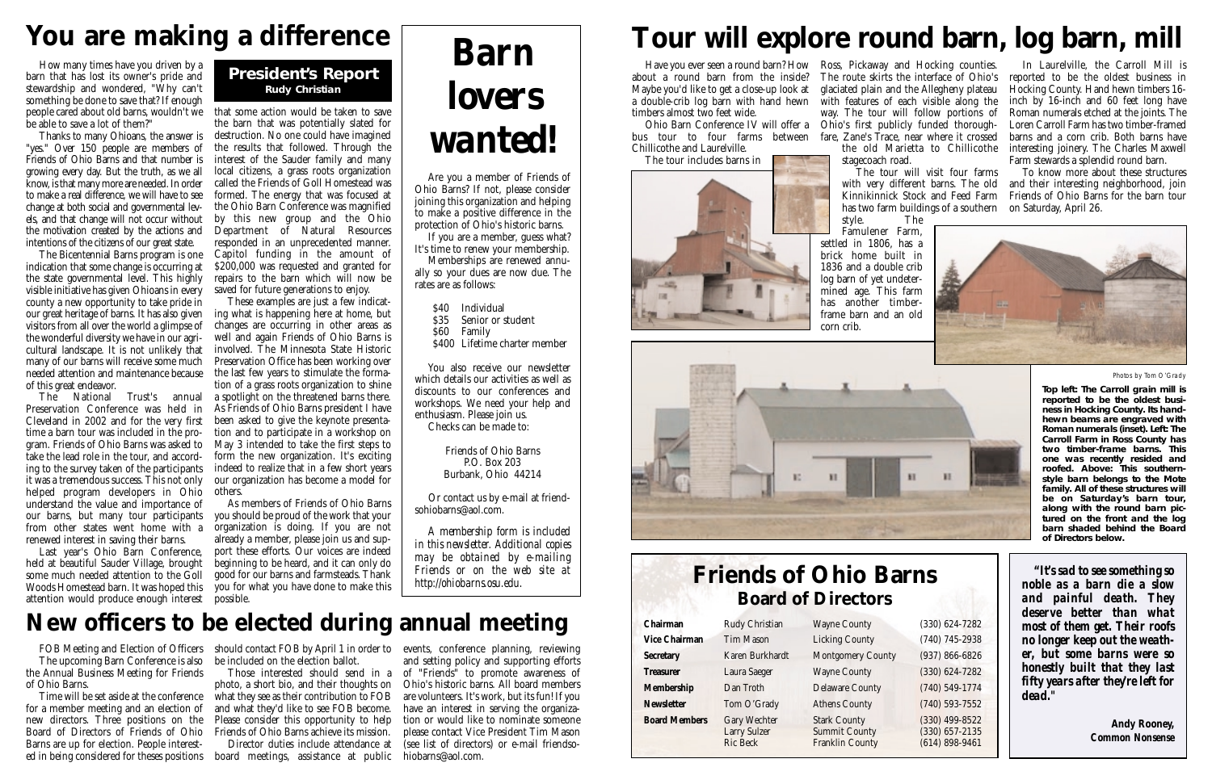# You are making a difference

How many times have you driven by a barn that has lost its owner's pride and stewardship and wondered, "Why can't something be done to save that? If enough people cared about old barns, wouldn't we be able to save a lot of them?"

Thanks to many Ohioans, the answer is "yes." Over 150 people are members of Friends of Ohio Barns and that number is growing every day. But the truth, as we all know, is that many more are needed. In order to make a real difference, we will have to see change at both social and governmental levels, and that change will not occur without the motivation created by the actions and intentions of the citizens of our great state.

The Bicentennial Barns program is one indication that some change is occurring at the state governmental level. This highly visible initiative has given Ohioans in every county a new opportunity to take pride in our great heritage of barns. It has also given visitors from all over the world a glimpse of the wonderful diversity we have in our agricultural landscape. It is not unlikely that many of our barns will receive some much needed attention and maintenance because of this great endeavor.

The National Trust's annual Preservation Conference was held in Cleveland in 2002 and for the very first time a barn tour was included in the program. Friends of Ohio Barns was asked to take the lead role in the tour, and according to the survey taken of the participants it was a tremendous success. This not only helped program developers in Ohio understand the value and importance of our barns, but many tour participants from other states went home with a renewed interest in saving their barns.

Last year's Ohio Barn Conference, held at beautiful Sauder Village, brought some much needed attention to the Goll Woods Homestead barn. It was hoped this attention would produce enough interest that some action would be taken to save the barn that was potentially slated for destruction. No one could have imagined the results that followed. Through the interest of the Sauder family and many local citizens, a grass roots organization called the Friends of Goll Homestead was formed. The energy that was focused at the Ohio Barn Conference was magnified by this new group and the Ohio Department of Natural Resources responded in an unprecedented manner. Capitol funding in the amount of $200,000 was requested and granted for repairs to the barn which will now be saved for future generations to enjoy.

These examples are just a few indicating what is happening here at home, but changes are occurring in other areas as well and again Friends of Ohio Barns is involved. The Minnesota State Historic Preservation Office has been working over the last few years to stimulate the formation of a grass roots organization to shine a spotlight on the threatened barns there. As Friends of Ohio Barns president I have been asked to give the keynote presentation and to participate in a workshop on May 3 intended to take the first steps to form the new organization. It's exciting indeed to realize that in a few short years our organization has become a model for others.

As members of Friends of Ohio Barns you should be proud of the work that your organization is doing. If you are not already a member, please join us and support these efforts. Our voices are indeed beginning to be heard, and it can only do good for our barns and farmsteads. Thank you for what you have done to make this possible.

**President's Report**
**Rudy Christian**

# Barn lovers wanted!

Are you a member of Friends of Ohio Barns? If not, please consider joining this organization and helping to make a positive difference in the protection of Ohio's historic barns.

If you are a member, guess what? It's time to renew your membership.

Memberships are renewed annually so your dues are now due. The rates are as follows:

- $40 Individual
- $35 Senior or student
- $60 Family
- $400 Lifetime charter member

You also receive our newsletter which details our activities as well as discounts to our conferences and workshops. We need your help and enthusiasm. Please join us.

Checks can be made to:

Friends of Ohio Barns
P.O. Box 203
Burbank, Ohio 44214

Or contact us by e-mail at friendsohiobarns@aol.com.

*A membership form is included in this newsletter. Additional copies may be obtained by e-mailing Friends or on the web site at http://ohiobarns.osu.edu.*

# New officers to be elected during annual meeting

FOB Meeting and Election of Officers

The upcoming Barn Conference is also the Annual Business Meeting for Friends of Ohio Barns.

Time will be set aside at the conference for a member meeting and an election of new directors. Three positions on the Board of Directors of Friends of Ohio Barns are up for election. People interested in being considered for theses positions should contact FOB by April 1 in order to be included on the election ballot.

Those interested should send in a photo, a short bio, and their thoughts on what they see as their contribution to FOB and what they'd like to see FOB become. Please consider this opportunity to help Friends of Ohio Barns achieve its mission.

Director duties include attendance at board meetings, assistance at public events, conference planning, reviewing and setting policy and supporting efforts of "Friends" to promote awareness of Ohio's historic barns. All board members are volunteers. It's work, but its fun! If you have an interest in serving the organization or would like to nominate someone please contact Vice President Tim Mason (see list of directors) or e-mail friendsohiobarns@aol.com.

# Tour will explore round barn, log barn, mill

Have you ever seen a round barn? How about a round barn from the inside? Maybe you'd like to get a close-up look at a double-crib log barn with hand hewn timbers almost two feet wide.

Ohio Barn Conference IV will offer a bus tour to four farms between Chillicothe and Laurelville.

The tour includes barns in Ross, Pickaway and Hocking counties. The route skirts the interface of Ohio's glaciated plain and the Allegheny plateau with features of each visible along the way. The tour will follow portions of Ohio's first publicly funded thoroughfare, Zane's Trace, near where it crossed the old Marietta to Chillicothe stagecoach road.

The tour will visit four farms with very different barns. The old Kinnikinnick Stock and Feed Farm has two farm buildings of a southern style. The Famulener Farm, settled in 1806, has a brick home built in 1836 and a double crib log barn of yet undetermined age. This farm has another timber-frame barn and an old corn crib.

In Laurelville, the Carroll Mill is reported to be the oldest business in Hocking County. Hand hewn timbers 16-inch by 16-inch and 60 feet long have Roman numerals etched at the joints. The Loren Carroll Farm has two timber-framed barns and a corn crib. Both barns have interesting joinery. The Charles Maxwell Farm stewards a splendid round barn.

To know more about these structures and their interesting neighborhood, join Friends of Ohio Barns for the barn tour on Saturday, April 26.

*Photos by Tom O'Grady*

**Top left: The Carroll grain mill is reported to be the oldest business in Hocking County. Its hand-hewn beams are engraved with Roman numerals (inset). Left: The Carroll Farm in Ross County has two timber-frame barns. This one was recently resided and roofed. Above: This southern-style barn belongs to the Mote family. All of these structures will be on Saturday's barn tour, along with the round barn pictured on the front and the log barn shaded behind the Board of Directors below.**

## Friends of Ohio Barns
### Board of Directors

| | | | |
|---|---|---|---|
| **Chairman** | Rudy Christian | Wayne County | (330) 624-7282 |
| **Vice Chairman** | Tim Mason | Licking County | (740) 745-2938 |
| **Secretary** | Karen Burkhardt | Montgomery County | (937) 866-6826 |
| **Treasurer** | Laura Saeger | Wayne County | (330) 624-7282 |
| **Membership** | Dan Troth | Delaware County | (740) 549-1774 |
| **Newsletter** | Tom O'Grady | Athens County | (740) 593-7552 |
| **Board Members** | Gary Wechter | Stark County | (330) 499-8522 |
| | Larry Sulzer | Summit County | (330) 657-2135 |
| | Ric Beck | Franklin County | (614) 898-9461 |

***"It's sad to see something so noble as a barn die a slow and painful death. They deserve better than what most of them get. Their roofs no longer keep out the weather, but some barns were so honestly built that they last fifty years after they're left for dead."***

**Andy Rooney,**
***Common Nonsense***